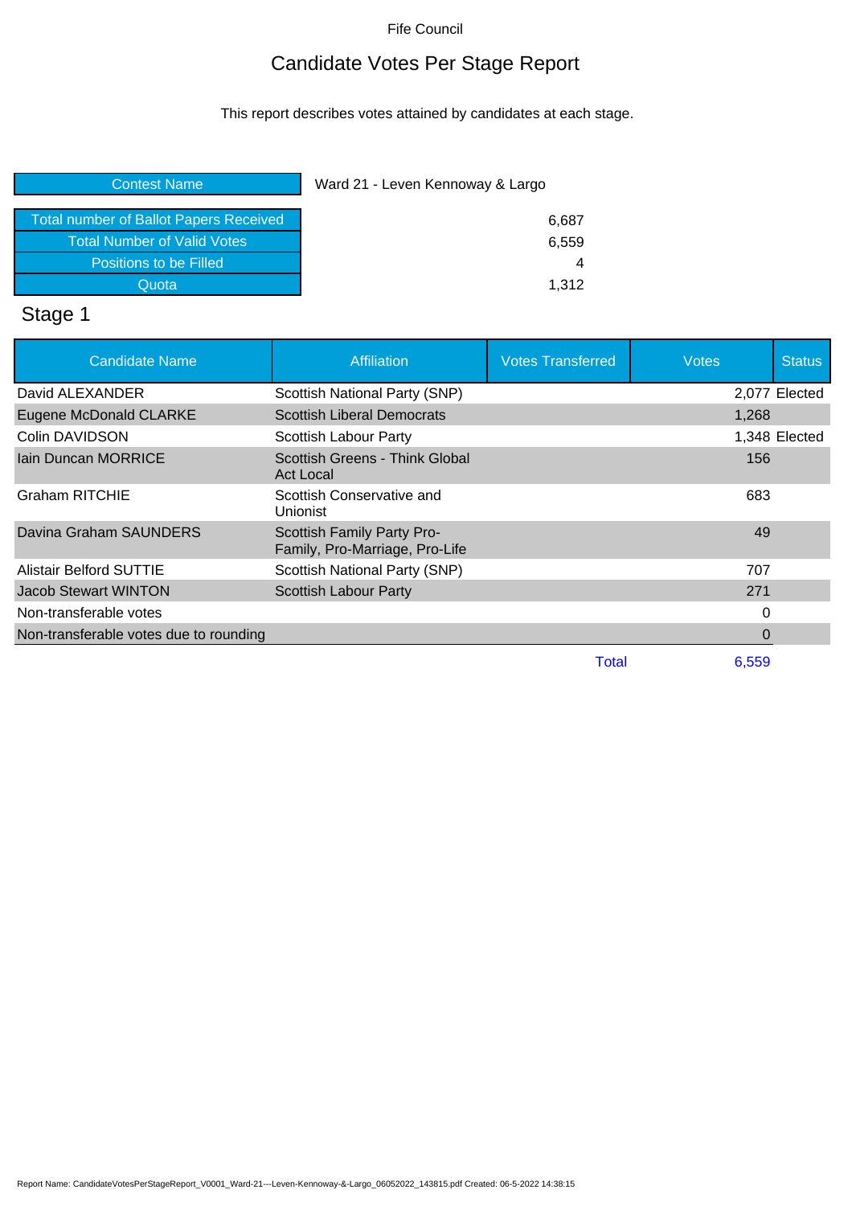Fife Council

# Candidate Votes Per Stage Report

This report describes votes attained by candidates at each stage.

| Contest Name | Ward 21 - Leven Kennoway & Largo |
|---|---|
| Total number of Ballot Papers Received | 6,687 |
| Total Number of Valid Votes | 6,559 |
| Positions to be Filled | 4 |
| Quota | 1,312 |

## Stage 1

| Candidate Name | Affiliation | Votes Transferred | Votes | Status |
|---|---|---|---|---|
| David ALEXANDER | Scottish National Party (SNP) | | 2,077 | Elected |
| Eugene McDonald CLARKE | Scottish Liberal Democrats | | 1,268 | |
| Colin DAVIDSON | Scottish Labour Party | | 1,348 | Elected |
| Iain Duncan MORRICE | Scottish Greens - Think Global Act Local | | 156 | |
| Graham RITCHIE | Scottish Conservative and Unionist | | 683 | |
| Davina Graham SAUNDERS | Scottish Family Party Pro-Family, Pro-Marriage, Pro-Life | | 49 | |
| Alistair Belford SUTTIE | Scottish National Party (SNP) | | 707 | |
| Jacob Stewart WINTON | Scottish Labour Party | | 271 | |
| Non-transferable votes | | | 0 | |
| Non-transferable votes due to rounding | | | 0 | |
| | | Total | 6,559 | |

Report Name: CandidateVotesPerStageReport_V0001_Ward-21---Leven-Kennoway-&-Largo_06052022_143815.pdf Created: 06-5-2022 14:38:15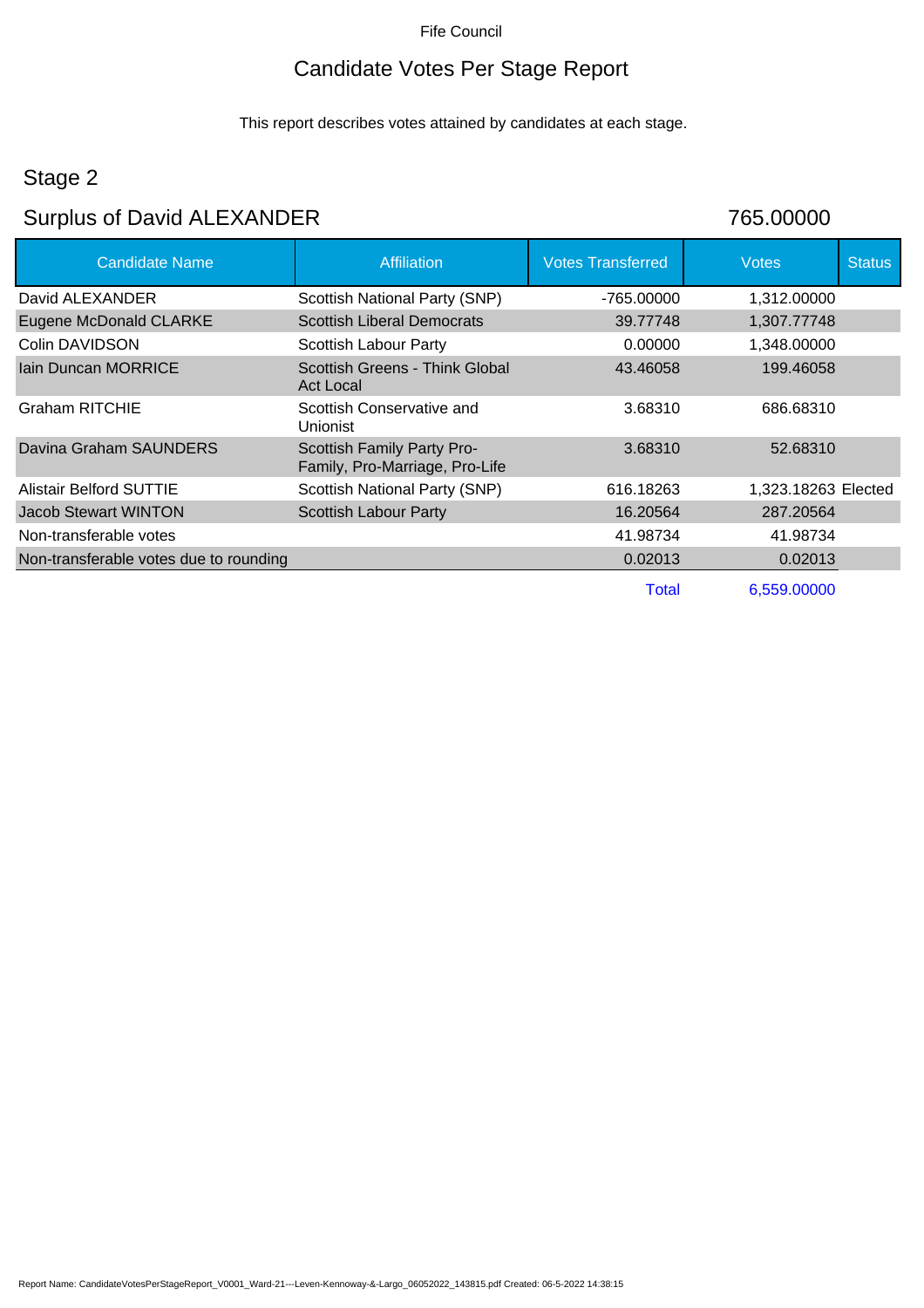Fife Council

# Candidate Votes Per Stage Report

This report describes votes attained by candidates at each stage.

## Stage 2

## Surplus of David ALEXANDER 765.00000

| Candidate Name | Affiliation | Votes Transferred | Votes | Status |
|---|---|---|---|---|
| David ALEXANDER | Scottish National Party (SNP) | -765.00000 | 1,312.00000 | |
| Eugene McDonald CLARKE | Scottish Liberal Democrats | 39.77748 | 1,307.77748 | |
| Colin DAVIDSON | Scottish Labour Party | 0.00000 | 1,348.00000 | |
| Iain Duncan MORRICE | Scottish Greens - Think Global Act Local | 43.46058 | 199.46058 | |
| Graham RITCHIE | Scottish Conservative and Unionist | 3.68310 | 686.68310 | |
| Davina Graham SAUNDERS | Scottish Family Party Pro-Family, Pro-Marriage, Pro-Life | 3.68310 | 52.68310 | |
| Alistair Belford SUTTIE | Scottish National Party (SNP) | 616.18263 | 1,323.18263 | Elected |
| Jacob Stewart WINTON | Scottish Labour Party | 16.20564 | 287.20564 | |
| Non-transferable votes | | 41.98734 | 41.98734 | |
| Non-transferable votes due to rounding | | 0.02013 | 0.02013 | |
| | | Total | 6,559.00000 | |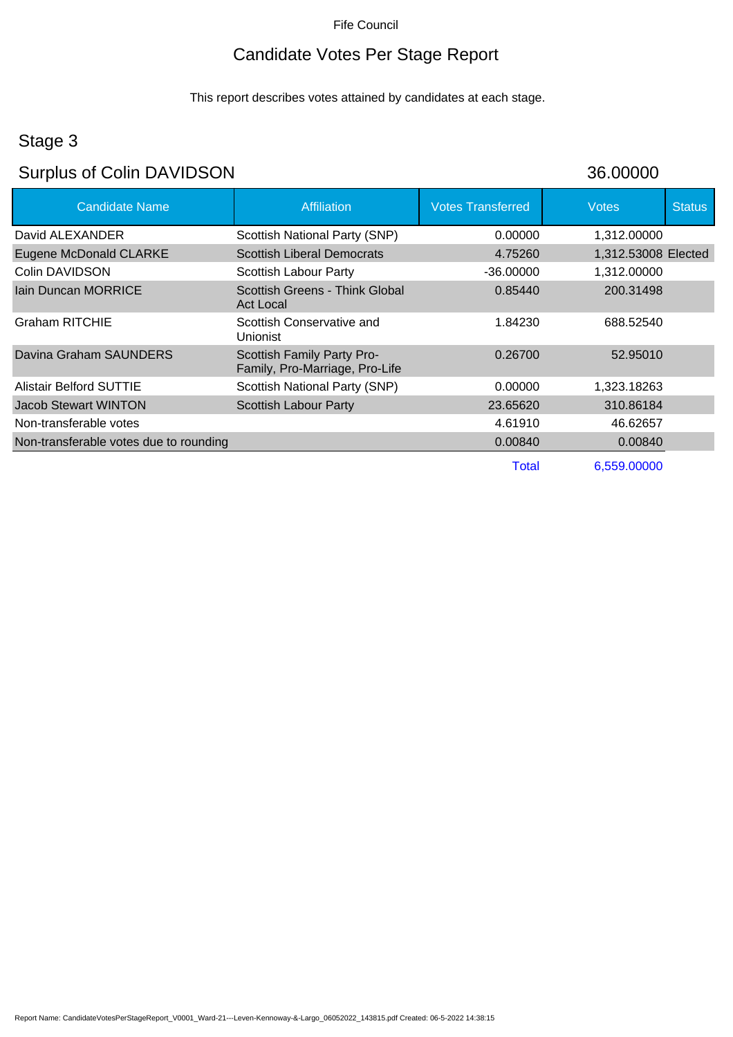Fife Council

# Candidate Votes Per Stage Report

This report describes votes attained by candidates at each stage.

## Stage 3

## Surplus of Colin DAVIDSON 36.00000

| Candidate Name | Affiliation | Votes Transferred | Votes | Status |
|---|---|---|---|---|
| David ALEXANDER | Scottish National Party (SNP) | 0.00000 | 1,312.00000 | |
| Eugene McDonald CLARKE | Scottish Liberal Democrats | 4.75260 | 1,312.53008 | Elected |
| Colin DAVIDSON | Scottish Labour Party | -36.00000 | 1,312.00000 | |
| Iain Duncan MORRICE | Scottish Greens - Think Global Act Local | 0.85440 | 200.31498 | |
| Graham RITCHIE | Scottish Conservative and Unionist | 1.84230 | 688.52540 | |
| Davina Graham SAUNDERS | Scottish Family Party Pro-Family, Pro-Marriage, Pro-Life | 0.26700 | 52.95010 | |
| Alistair Belford SUTTIE | Scottish National Party (SNP) | 0.00000 | 1,323.18263 | |
| Jacob Stewart WINTON | Scottish Labour Party | 23.65620 | 310.86184 | |
| Non-transferable votes | | 4.61910 | 46.62657 | |
| Non-transferable votes due to rounding | | 0.00840 | 0.00840 | |
| | | Total | 6,559.00000 | |

Report Name: CandidateVotesPerStageReport_V0001_Ward-21---Leven-Kennoway-&-Largo_06052022_143815.pdf Created: 06-5-2022 14:38:15